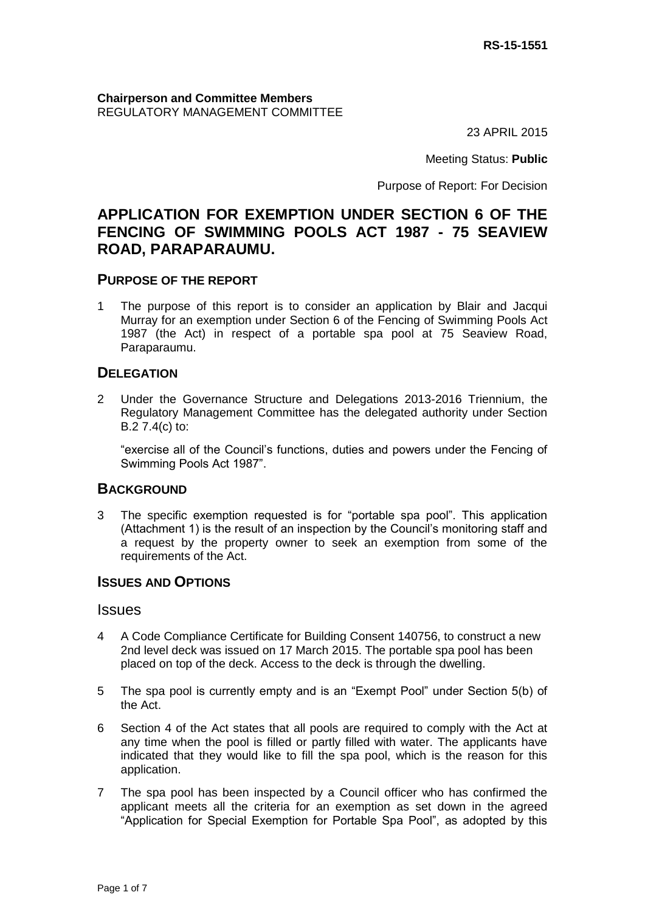RS-15-1551

**Chairperson and Committee Members**
REGULATORY MANAGEMENT COMMITTEE

23 APRIL 2015

Meeting Status: **Public**

Purpose of Report: For Decision

# APPLICATION FOR EXEMPTION UNDER SECTION 6 OF THE FENCING OF SWIMMING POOLS ACT 1987 - 75 SEAVIEW ROAD, PARAPARAUMU.

## PURPOSE OF THE REPORT

1 The purpose of this report is to consider an application by Blair and Jacqui Murray for an exemption under Section 6 of the Fencing of Swimming Pools Act 1987 (the Act) in respect of a portable spa pool at 75 Seaview Road, Paraparaumu.

## DELEGATION

2 Under the Governance Structure and Delegations 2013-2016 Triennium, the Regulatory Management Committee has the delegated authority under Section B.2 7.4(c) to:

"exercise all of the Council's functions, duties and powers under the Fencing of Swimming Pools Act 1987".

## BACKGROUND

3 The specific exemption requested is for "portable spa pool". This application (Attachment 1) is the result of an inspection by the Council's monitoring staff and a request by the property owner to seek an exemption from some of the requirements of the Act.

## ISSUES AND OPTIONS

### Issues

4 A Code Compliance Certificate for Building Consent 140756, to construct a new 2nd level deck was issued on 17 March 2015. The portable spa pool has been placed on top of the deck. Access to the deck is through the dwelling.

5 The spa pool is currently empty and is an "Exempt Pool" under Section 5(b) of the Act.

6 Section 4 of the Act states that all pools are required to comply with the Act at any time when the pool is filled or partly filled with water. The applicants have indicated that they would like to fill the spa pool, which is the reason for this application.

7 The spa pool has been inspected by a Council officer who has confirmed the applicant meets all the criteria for an exemption as set down in the agreed "Application for Special Exemption for Portable Spa Pool", as adopted by this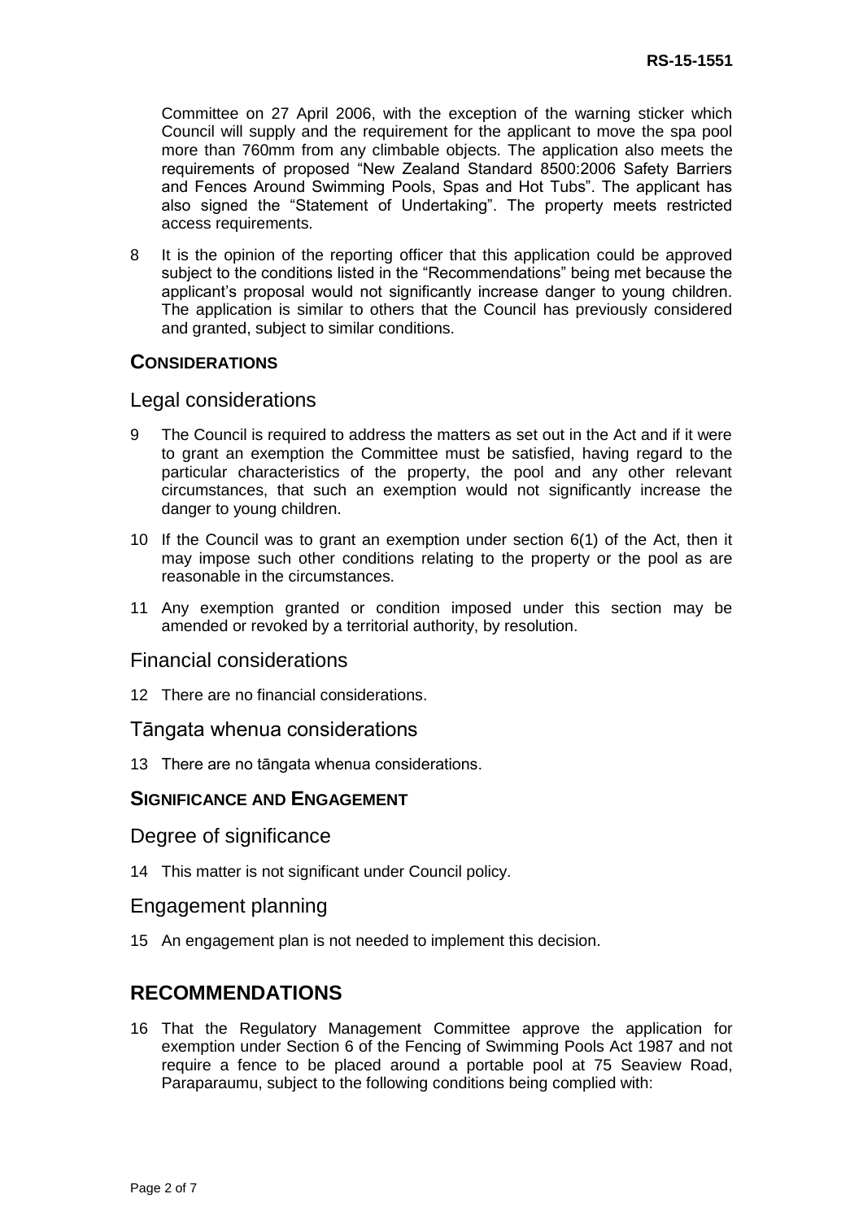Committee on 27 April 2006, with the exception of the warning sticker which Council will supply and the requirement for the applicant to move the spa pool more than 760mm from any climbable objects. The application also meets the requirements of proposed "New Zealand Standard 8500:2006 Safety Barriers and Fences Around Swimming Pools, Spas and Hot Tubs". The applicant has also signed the "Statement of Undertaking". The property meets restricted access requirements.

8 It is the opinion of the reporting officer that this application could be approved subject to the conditions listed in the "Recommendations" being met because the applicant's proposal would not significantly increase danger to young children. The application is similar to others that the Council has previously considered and granted, subject to similar conditions.

## CONSIDERATIONS

### Legal considerations

9 The Council is required to address the matters as set out in the Act and if it were to grant an exemption the Committee must be satisfied, having regard to the particular characteristics of the property, the pool and any other relevant circumstances, that such an exemption would not significantly increase the danger to young children.

10 If the Council was to grant an exemption under section 6(1) of the Act, then it may impose such other conditions relating to the property or the pool as are reasonable in the circumstances.

11 Any exemption granted or condition imposed under this section may be amended or revoked by a territorial authority, by resolution.

### Financial considerations

12 There are no financial considerations.

### Tāngata whenua considerations

13 There are no tāngata whenua considerations.

## SIGNIFICANCE AND ENGAGEMENT

### Degree of significance

14 This matter is not significant under Council policy.

### Engagement planning

15 An engagement plan is not needed to implement this decision.

# RECOMMENDATIONS

16 That the Regulatory Management Committee approve the application for exemption under Section 6 of the Fencing of Swimming Pools Act 1987 and not require a fence to be placed around a portable pool at 75 Seaview Road, Paraparaumu, subject to the following conditions being complied with: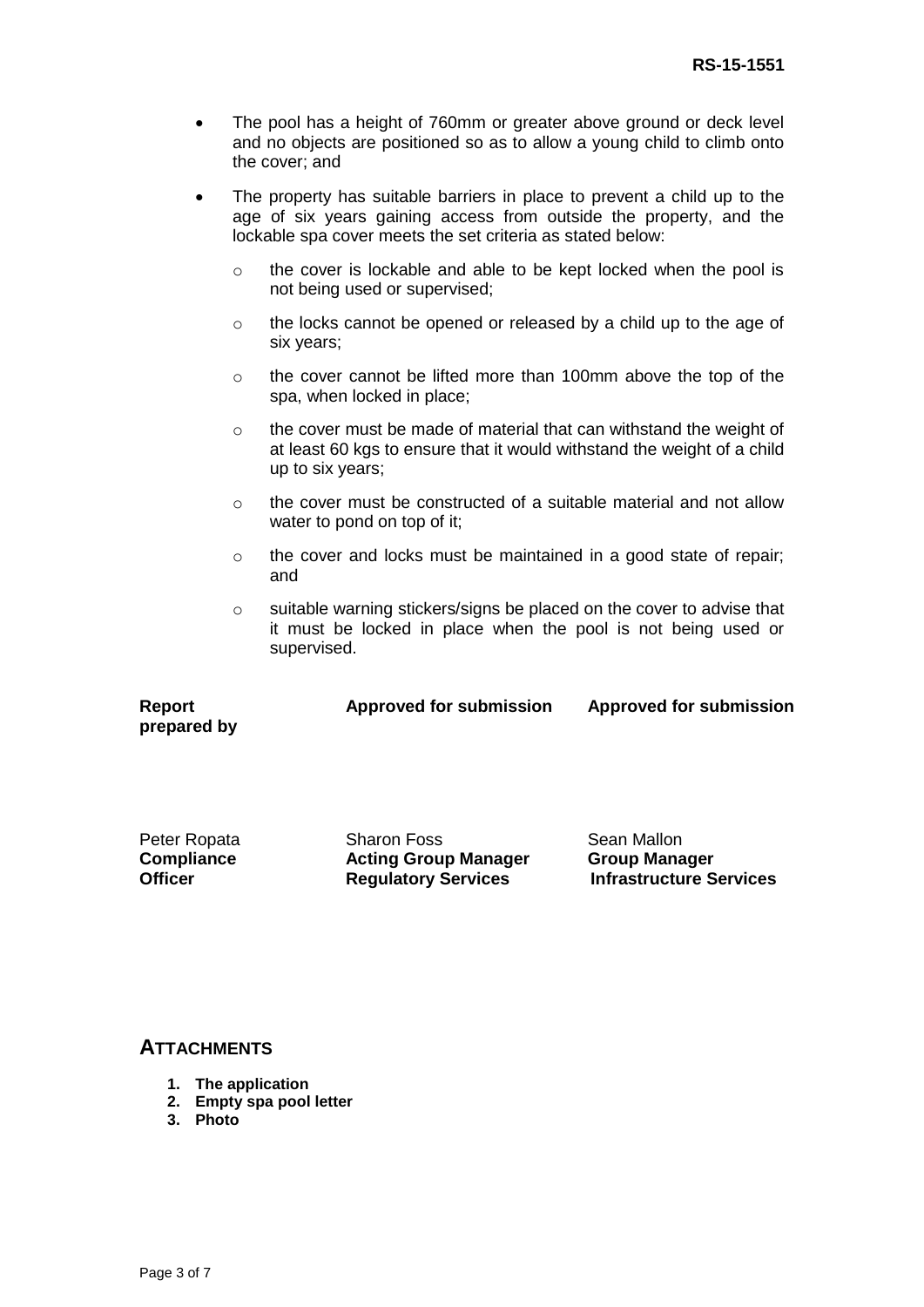- The pool has a height of 760mm or greater above ground or deck level and no objects are positioned so as to allow a young child to climb onto the cover; and
- The property has suitable barriers in place to prevent a child up to the age of six years gaining access from outside the property, and the lockable spa cover meets the set criteria as stated below:
  - the cover is lockable and able to be kept locked when the pool is not being used or supervised;
  - the locks cannot be opened or released by a child up to the age of six years;
  - the cover cannot be lifted more than 100mm above the top of the spa, when locked in place;
  - the cover must be made of material that can withstand the weight of at least 60 kgs to ensure that it would withstand the weight of a child up to six years;
  - the cover must be constructed of a suitable material and not allow water to pond on top of it;
  - the cover and locks must be maintained in a good state of repair; and
  - suitable warning stickers/signs be placed on the cover to advise that it must be locked in place when the pool is not being used or supervised.

| **Report prepared by** | **Approved for submission** | **Approved for submission** |
|---|---|---|
| Peter Ropata<br>**Compliance Officer** | Sharon Foss<br>**Acting Group Manager Regulatory Services** | Sean Mallon<br>**Group Manager Infrastructure Services** |

## ATTACHMENTS

1. **The application**
2. **Empty spa pool letter**
3. **Photo**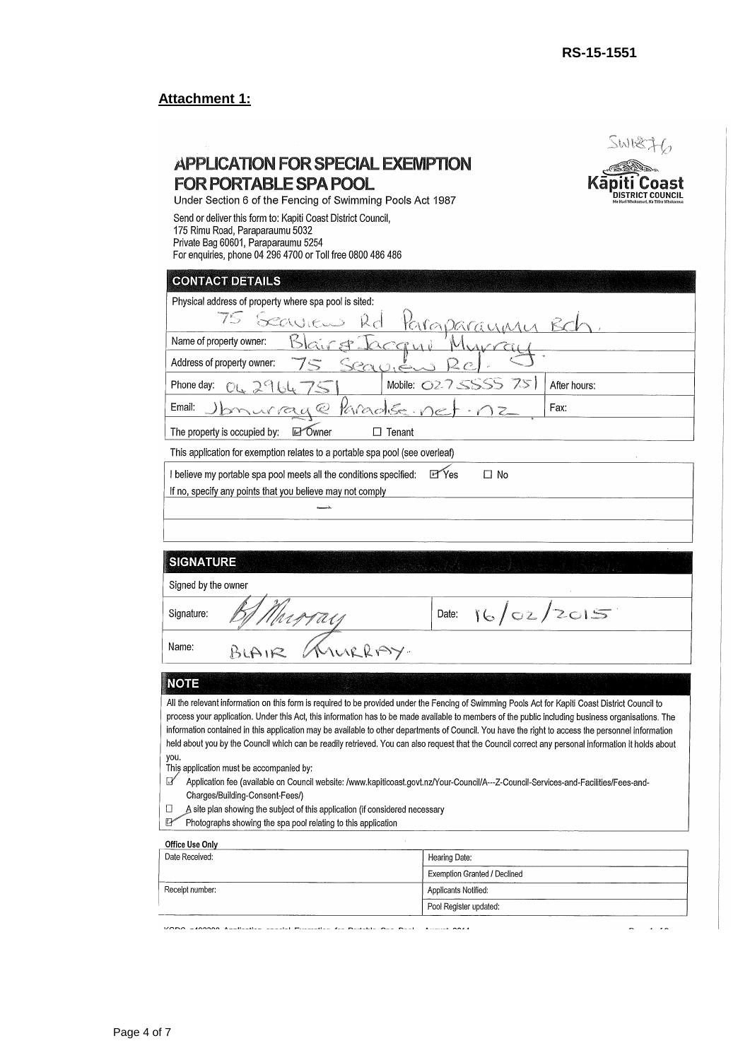RS-15-1551

**Attachment 1:**

SW1876

# APPLICATION FOR SPECIAL EXEMPTION FOR PORTABLE SPA POOL

Under Section 6 of the Fencing of Swimming Pools Act 1987

Kāpiti Coast DISTRICT COUNCIL

Send or deliver this form to: Kapiti Coast District Council,
175 Rimu Road, Paraparaumu 5032
Private Bag 60601, Paraparaumu 5254
For enquiries, phone 04 296 4700 or Toll free 0800 486 486

## CONTACT DETAILS

Physical address of property where spa pool is sited: 75 Seaview Rd Paraparaumu Bch.

Name of property owner: Blair & Jacqui Murray

Address of property owner: 75 Seaview Rd.

Phone day: 04 2964751 | Mobile: 027 5555 751 | After hours:

Email: Jbmurray@Paradise.net.nz | Fax:

The property is occupied by: ☑ Owner ☐ Tenant

This application for exemption relates to a portable spa pool (see overleaf)

I believe my portable spa pool meets all the conditions specified: ☑ Yes ☐ No

If no, specify any points that you believe may not comply

## SIGNATURE

Signed by the owner

Signature: B Murray | Date: 16/02/2015

Name: BLAIR MURRAY.

## NOTE

All the relevant information on this form is required to be provided under the Fencing of Swimming Pools Act for Kapiti Coast District Council to process your application. Under this Act, this information has to be made available to members of the public including business organisations. The information contained in this application may be available to other departments of Council. You have the right to access the personnel information held about you by the Council which can be readily retrieved. You can also request that the Council correct any personal information it holds about you.

This application must be accompanied by:

- ☑ Application fee (available on Council website: /www.kapiticoast.govt.nz/Your-Council/A---Z-Council-Services-and-Facilities/Fees-and-Charges/Building-Consent-Fees/)
- ☐ A site plan showing the subject of this application (if considered necessary
- ☑ Photographs showing the spa pool relating to this application

**Office Use Only**

| Date Received: | Hearing Date: |
|---|---|
| | Exemption Granted / Declined |
| Receipt number: | Applicants Notified: |
| | Pool Register updated: |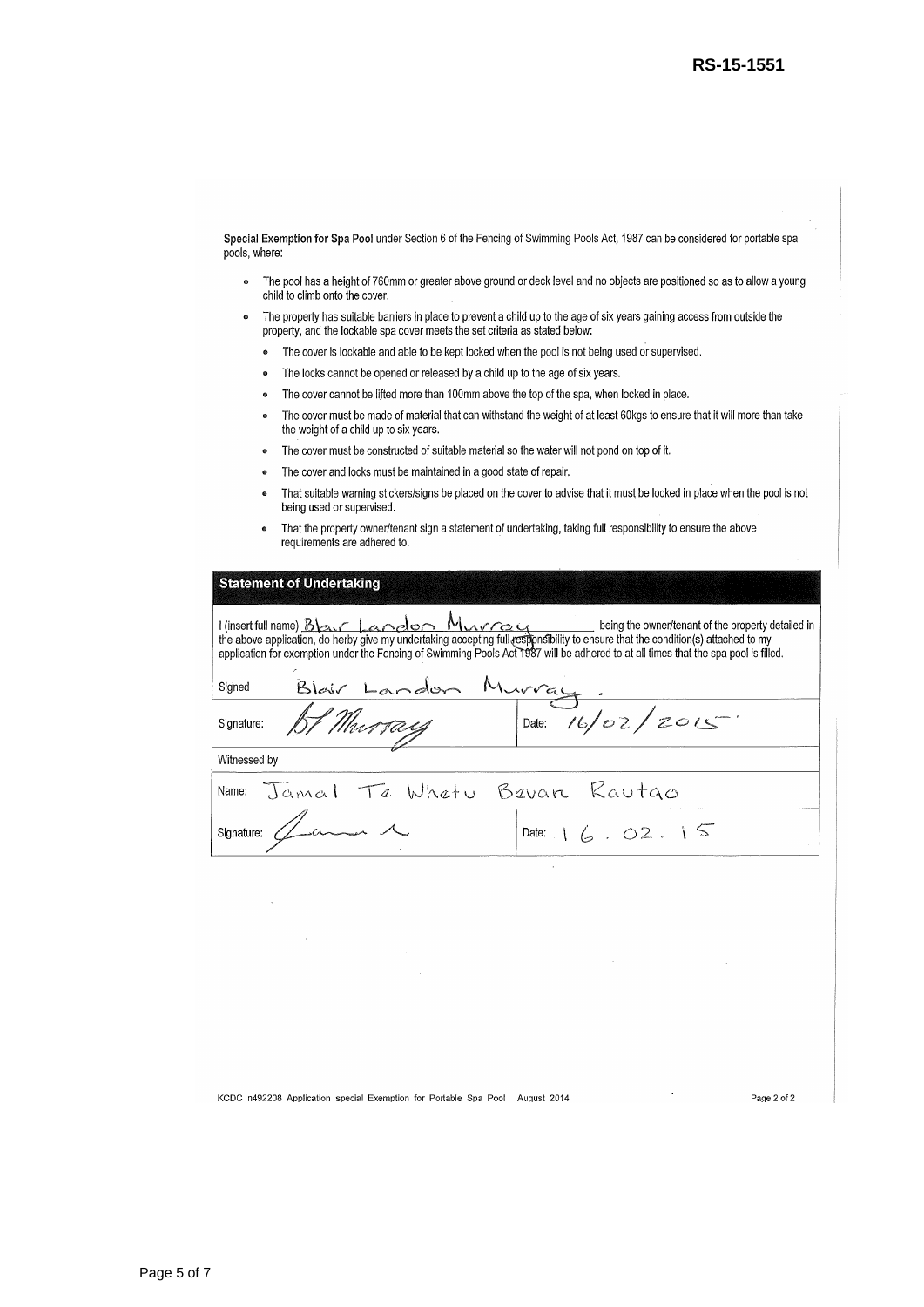RS-15-1551

**Special Exemption for Spa Pool** under Section 6 of the Fencing of Swimming Pools Act, 1987 can be considered for portable spa pools, where:

- The pool has a height of 760mm or greater above ground or deck level and no objects are positioned so as to allow a young child to climb onto the cover.
- The property has suitable barriers in place to prevent a child up to the age of six years gaining access from outside the property, and the lockable spa cover meets the set criteria as stated below:
  - The cover is lockable and able to be kept locked when the pool is not being used or supervised.
  - The locks cannot be opened or released by a child up to the age of six years.
  - The cover cannot be lifted more than 100mm above the top of the spa, when locked in place.
  - The cover must be made of material that can withstand the weight of at least 60kgs to ensure that it will more than take the weight of a child up to six years.
  - The cover must be constructed of suitable material so the water will not pond on top of it.
  - The cover and locks must be maintained in a good state of repair.
  - That suitable warning stickers/signs be placed on the cover to advise that it must be locked in place when the pool is not being used or supervised.
  - That the property owner/tenant sign a statement of undertaking, taking full responsibility to ensure the above requirements are adhered to.

## Statement of Undertaking

I (insert full name) Blair Landon Murray being the owner/tenant of the property detailed in the above application, do herby give my undertaking accepting full responsibility to ensure that the condition(s) attached to my application for exemption under the Fencing of Swimming Pools Act 1987 will be adhered to at all times that the spa pool is filled.

| | |
|---|---|
| Signed: Blair Landon Murray. | |
| Signature: *[signature]* | Date: 16/02/2015 |
| Witnessed by | |
| Name: Jamal Te Whetu Bevan Rautao | |
| Signature: *[signature]* | Date: 16.02.15 |

KCDC n492208 Application special Exemption for Portable Spa Pool August 2014 Page 2 of 2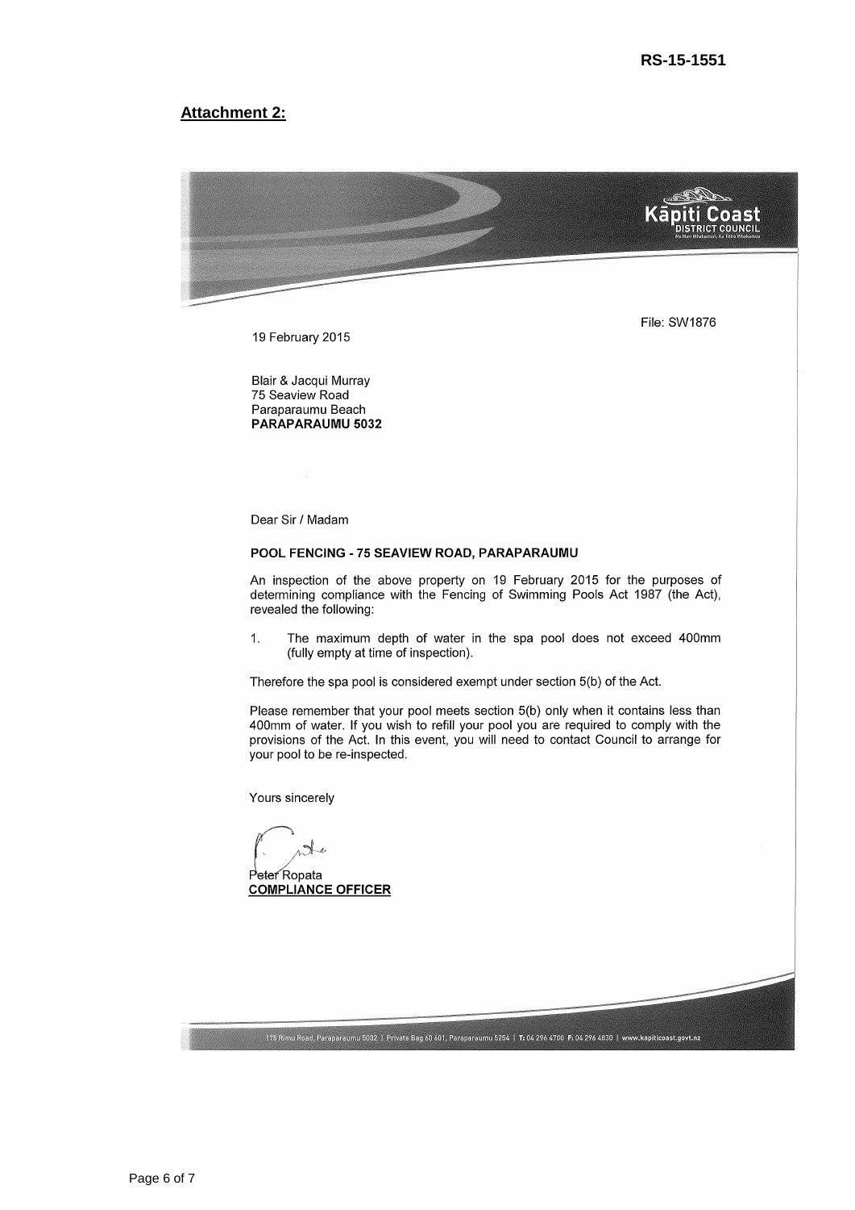RS-15-1551

**Attachment 2:**

Kāpiti Coast DISTRICT COUNCIL

File: SW1876

19 February 2015

Blair & Jacqui Murray
75 Seaview Road
Paraparaumu Beach
**PARAPARAUMU 5032**

Dear Sir / Madam

**POOL FENCING - 75 SEAVIEW ROAD, PARAPARAUMU**

An inspection of the above property on 19 February 2015 for the purposes of determining compliance with the Fencing of Swimming Pools Act 1987 (the Act), revealed the following:

1. The maximum depth of water in the spa pool does not exceed 400mm (fully empty at time of inspection).

Therefore the spa pool is considered exempt under section 5(b) of the Act.

Please remember that your pool meets section 5(b) only when it contains less than 400mm of water. If you wish to refill your pool you are required to comply with the provisions of the Act. In this event, you will need to contact Council to arrange for your pool to be re-inspected.

Yours sincerely

Peter Ropata
**COMPLIANCE OFFICER**

175 Rimu Road, Paraparaumu 5032 | Private Bag 60 601, Paraparaumu 5254 | T: 04 296 4700 F: 04 296 4830 | www.kapiticoast.govt.nz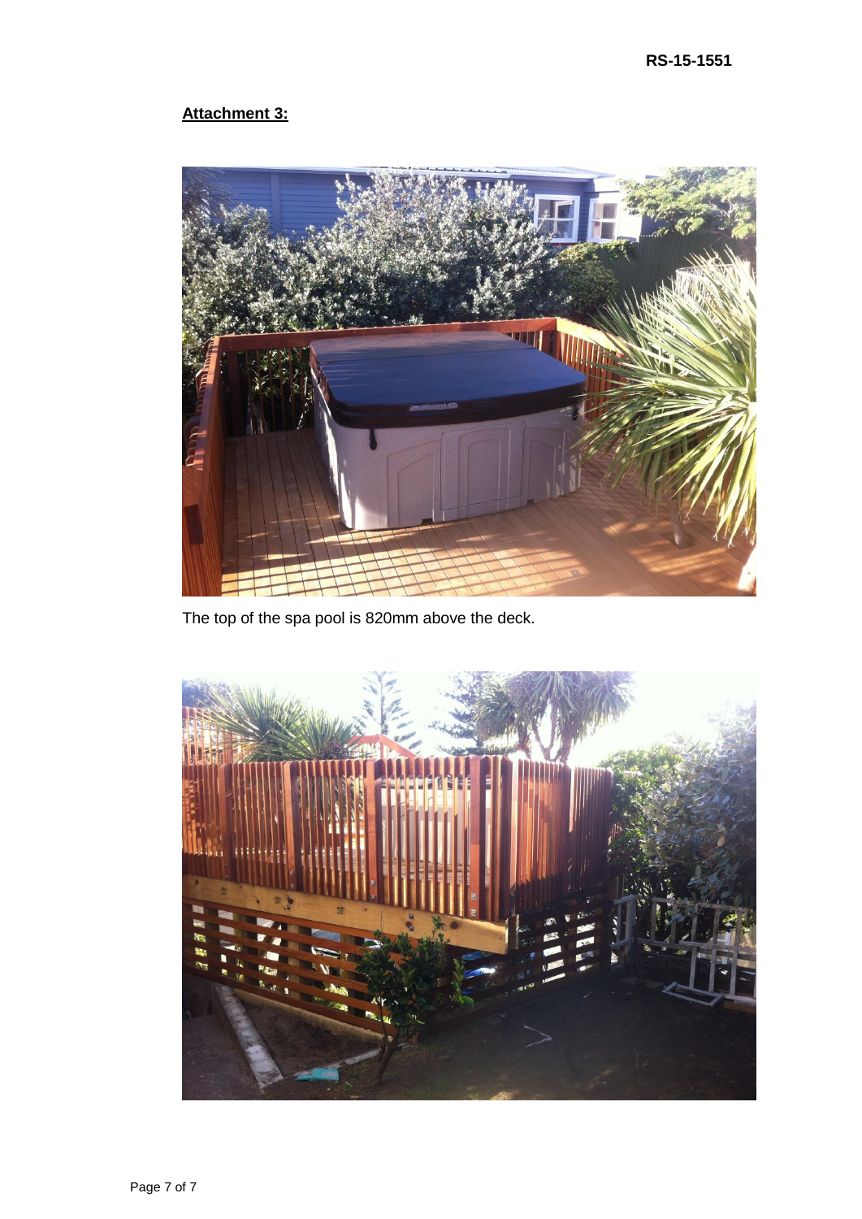**Attachment 3:**

The top of the spa pool is 820mm above the deck.